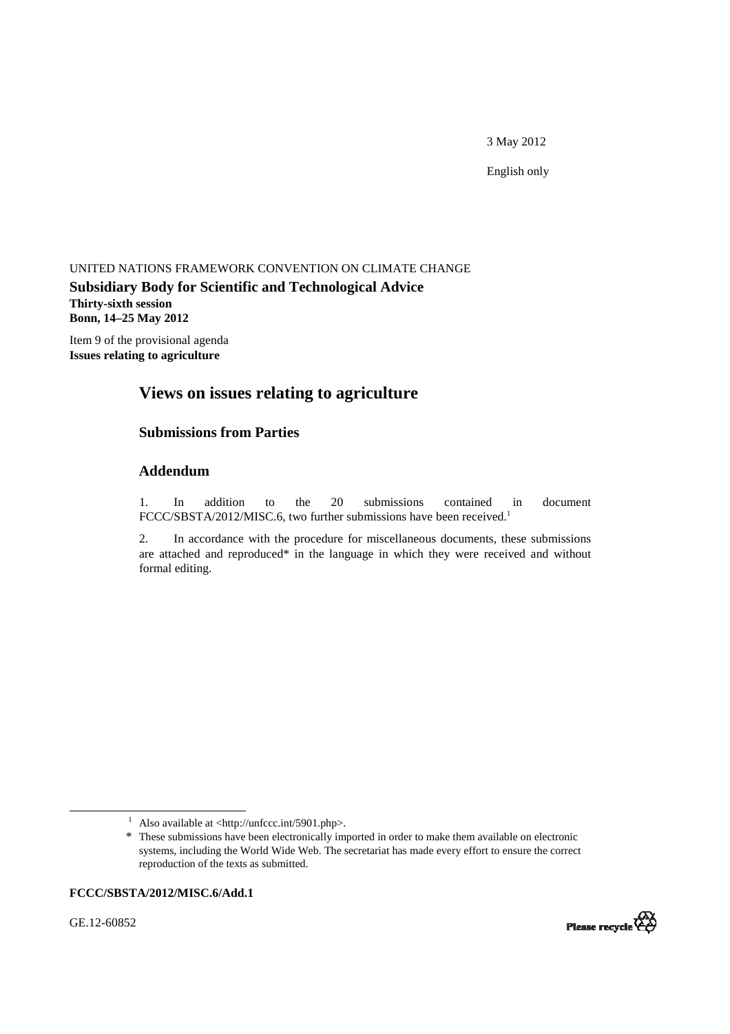3 May 2012

English only

UNITED NATIONS FRAMEWORK CONVENTION ON CLIMATE CHANGE

**Subsidiary Body for Scientific and Technological Advice**
**Thirty-sixth session**
**Bonn, 14–25 May 2012**

Item 9 of the provisional agenda
**Issues relating to agriculture**

# Views on issues relating to agriculture

## Submissions from Parties

## Addendum

1. In addition to the 20 submissions contained in document FCCC/SBSTA/2012/MISC.6, two further submissions have been received.[1]

2. In accordance with the procedure for miscellaneous documents, these submissions are attached and reproduced* in the language in which they were received and without formal editing.

[1] Also available at <http://unfccc.int/5901.php>.

* These submissions have been electronically imported in order to make them available on electronic systems, including the World Wide Web. The secretariat has made every effort to ensure the correct reproduction of the texts as submitted.

**FCCC/SBSTA/2012/MISC.6/Add.1**

GE.12-60852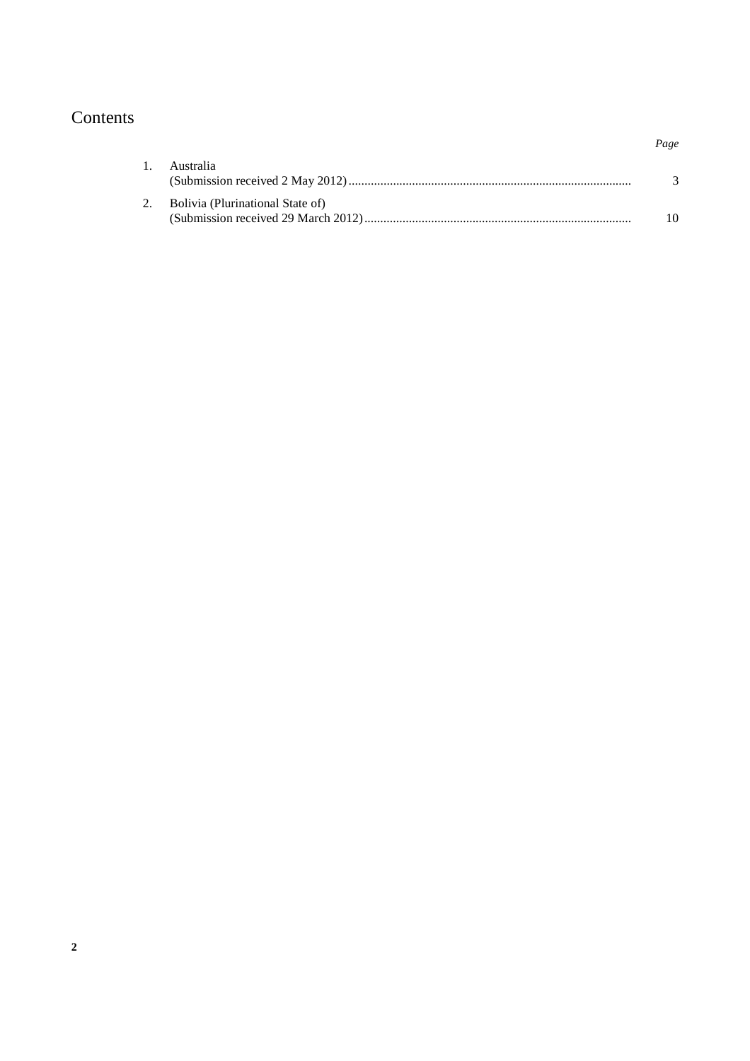# Contents

| | | *Page* |
|---|---|---|
| 1. | Australia (Submission received 2 May 2012) | 3 |
| 2. | Bolivia (Plurinational State of) (Submission received 29 March 2012) | 10 |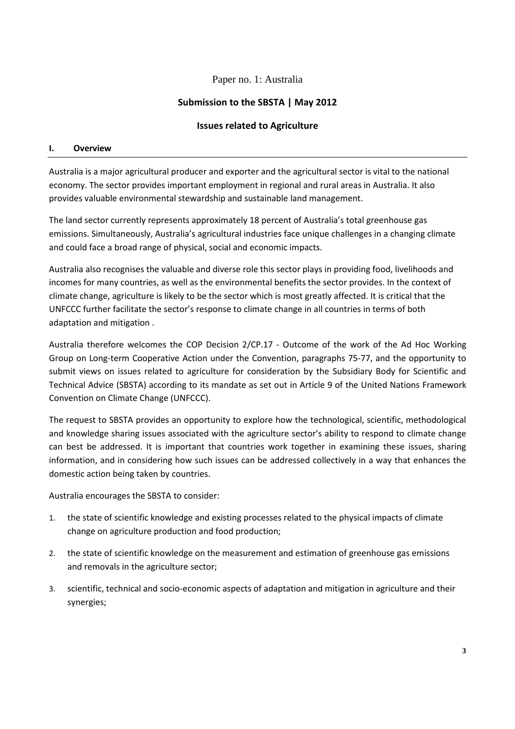Paper no. 1: Australia

## Submission to the SBSTA | May 2012

## Issues related to Agriculture

### I. Overview

Australia is a major agricultural producer and exporter and the agricultural sector is vital to the national economy. The sector provides important employment in regional and rural areas in Australia. It also provides valuable environmental stewardship and sustainable land management.

The land sector currently represents approximately 18 percent of Australia's total greenhouse gas emissions. Simultaneously, Australia's agricultural industries face unique challenges in a changing climate and could face a broad range of physical, social and economic impacts.

Australia also recognises the valuable and diverse role this sector plays in providing food, livelihoods and incomes for many countries, as well as the environmental benefits the sector provides. In the context of climate change, agriculture is likely to be the sector which is most greatly affected. It is critical that the UNFCCC further facilitate the sector's response to climate change in all countries in terms of both adaptation and mitigation .

Australia therefore welcomes the COP Decision 2/CP.17 - Outcome of the work of the Ad Hoc Working Group on Long-term Cooperative Action under the Convention, paragraphs 75-77, and the opportunity to submit views on issues related to agriculture for consideration by the Subsidiary Body for Scientific and Technical Advice (SBSTA) according to its mandate as set out in Article 9 of the United Nations Framework Convention on Climate Change (UNFCCC).

The request to SBSTA provides an opportunity to explore how the technological, scientific, methodological and knowledge sharing issues associated with the agriculture sector's ability to respond to climate change can best be addressed. It is important that countries work together in examining these issues, sharing information, and in considering how such issues can be addressed collectively in a way that enhances the domestic action being taken by countries.

Australia encourages the SBSTA to consider:

1. the state of scientific knowledge and existing processes related to the physical impacts of climate change on agriculture production and food production;
2. the state of scientific knowledge on the measurement and estimation of greenhouse gas emissions and removals in the agriculture sector;
3. scientific, technical and socio-economic aspects of adaptation and mitigation in agriculture and their synergies;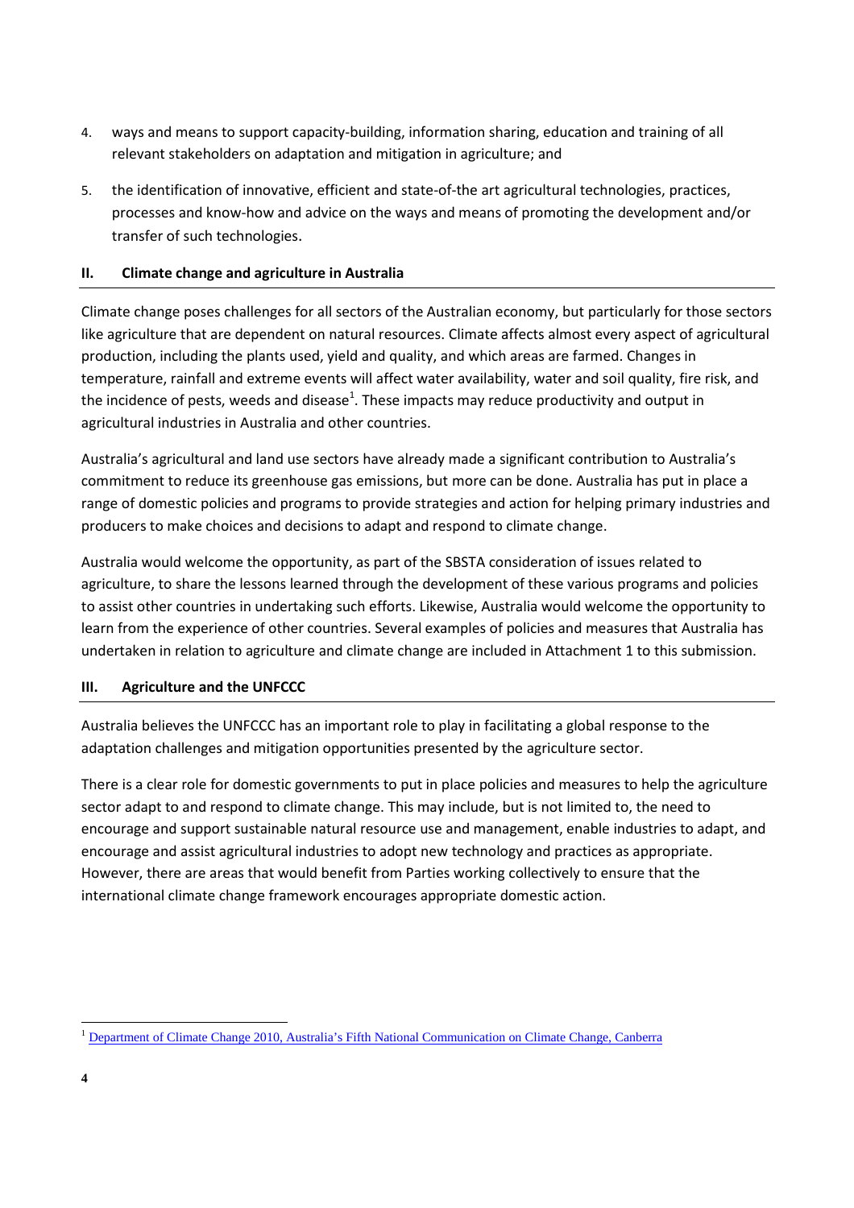4. ways and means to support capacity-building, information sharing, education and training of all relevant stakeholders on adaptation and mitigation in agriculture; and

5. the identification of innovative, efficient and state-of-the art agricultural technologies, practices, processes and know-how and advice on the ways and means of promoting the development and/or transfer of such technologies.

## II. Climate change and agriculture in Australia

Climate change poses challenges for all sectors of the Australian economy, but particularly for those sectors like agriculture that are dependent on natural resources. Climate affects almost every aspect of agricultural production, including the plants used, yield and quality, and which areas are farmed. Changes in temperature, rainfall and extreme events will affect water availability, water and soil quality, fire risk, and the incidence of pests, weeds and disease[1]. These impacts may reduce productivity and output in agricultural industries in Australia and other countries.

Australia's agricultural and land use sectors have already made a significant contribution to Australia's commitment to reduce its greenhouse gas emissions, but more can be done. Australia has put in place a range of domestic policies and programs to provide strategies and action for helping primary industries and producers to make choices and decisions to adapt and respond to climate change.

Australia would welcome the opportunity, as part of the SBSTA consideration of issues related to agriculture, to share the lessons learned through the development of these various programs and policies to assist other countries in undertaking such efforts. Likewise, Australia would welcome the opportunity to learn from the experience of other countries. Several examples of policies and measures that Australia has undertaken in relation to agriculture and climate change are included in Attachment 1 to this submission.

## III. Agriculture and the UNFCCC

Australia believes the UNFCCC has an important role to play in facilitating a global response to the adaptation challenges and mitigation opportunities presented by the agriculture sector.

There is a clear role for domestic governments to put in place policies and measures to help the agriculture sector adapt to and respond to climate change. This may include, but is not limited to, the need to encourage and support sustainable natural resource use and management, enable industries to adapt, and encourage and assist agricultural industries to adopt new technology and practices as appropriate. However, there are areas that would benefit from Parties working collectively to ensure that the international climate change framework encourages appropriate domestic action.

---

[1] Department of Climate Change 2010, Australia's Fifth National Communication on Climate Change, Canberra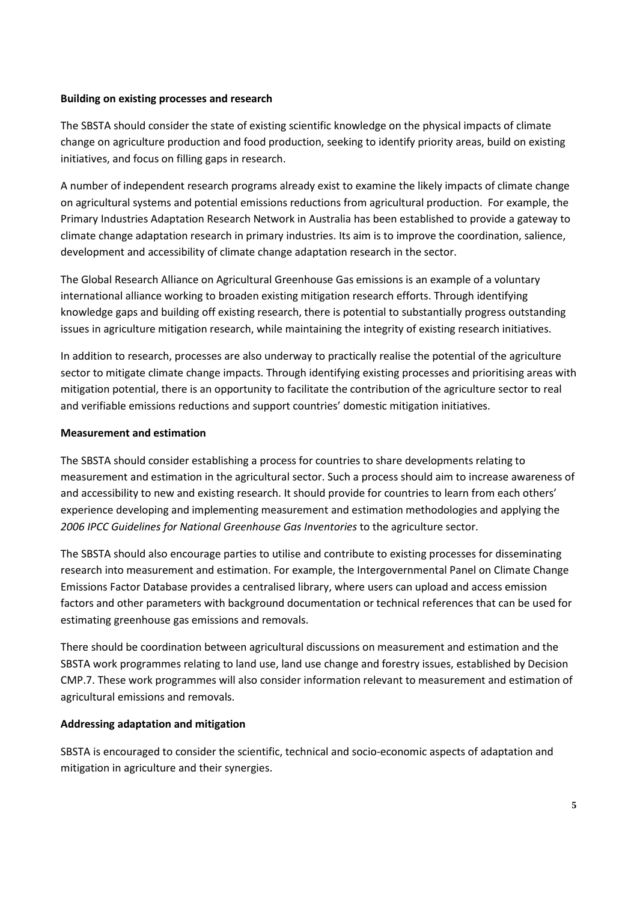**Building on existing processes and research**

The SBSTA should consider the state of existing scientific knowledge on the physical impacts of climate change on agriculture production and food production, seeking to identify priority areas, build on existing initiatives, and focus on filling gaps in research.

A number of independent research programs already exist to examine the likely impacts of climate change on agricultural systems and potential emissions reductions from agricultural production. For example, the Primary Industries Adaptation Research Network in Australia has been established to provide a gateway to climate change adaptation research in primary industries. Its aim is to improve the coordination, salience, development and accessibility of climate change adaptation research in the sector.

The Global Research Alliance on Agricultural Greenhouse Gas emissions is an example of a voluntary international alliance working to broaden existing mitigation research efforts. Through identifying knowledge gaps and building off existing research, there is potential to substantially progress outstanding issues in agriculture mitigation research, while maintaining the integrity of existing research initiatives.

In addition to research, processes are also underway to practically realise the potential of the agriculture sector to mitigate climate change impacts. Through identifying existing processes and prioritising areas with mitigation potential, there is an opportunity to facilitate the contribution of the agriculture sector to real and verifiable emissions reductions and support countries' domestic mitigation initiatives.

**Measurement and estimation**

The SBSTA should consider establishing a process for countries to share developments relating to measurement and estimation in the agricultural sector. Such a process should aim to increase awareness of and accessibility to new and existing research. It should provide for countries to learn from each others' experience developing and implementing measurement and estimation methodologies and applying the *2006 IPCC Guidelines for National Greenhouse Gas Inventories* to the agriculture sector.

The SBSTA should also encourage parties to utilise and contribute to existing processes for disseminating research into measurement and estimation. For example, the Intergovernmental Panel on Climate Change Emissions Factor Database provides a centralised library, where users can upload and access emission factors and other parameters with background documentation or technical references that can be used for estimating greenhouse gas emissions and removals.

There should be coordination between agricultural discussions on measurement and estimation and the SBSTA work programmes relating to land use, land use change and forestry issues, established by Decision CMP.7. These work programmes will also consider information relevant to measurement and estimation of agricultural emissions and removals.

**Addressing adaptation and mitigation**

SBSTA is encouraged to consider the scientific, technical and socio-economic aspects of adaptation and mitigation in agriculture and their synergies.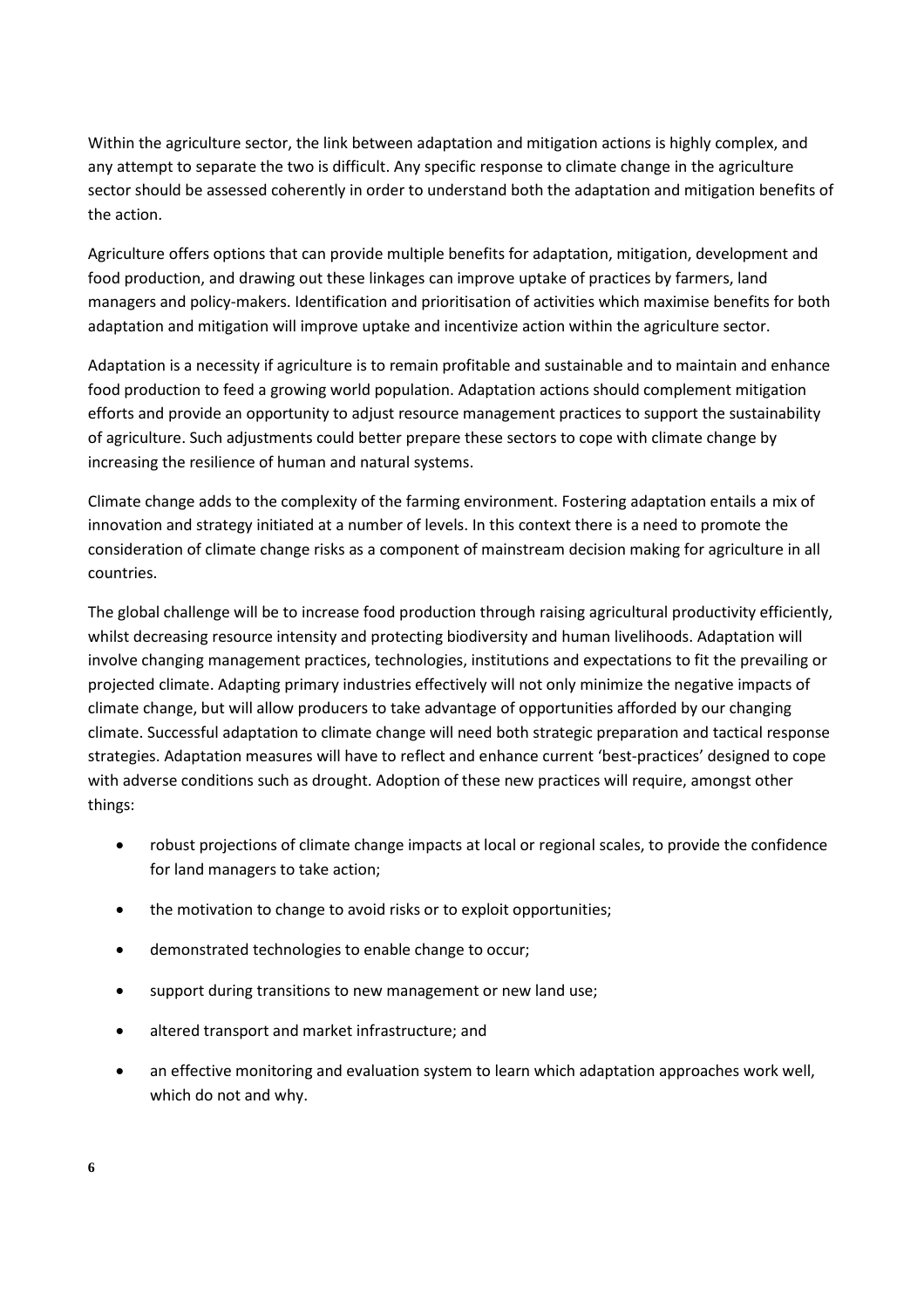Within the agriculture sector, the link between adaptation and mitigation actions is highly complex, and any attempt to separate the two is difficult. Any specific response to climate change in the agriculture sector should be assessed coherently in order to understand both the adaptation and mitigation benefits of the action.

Agriculture offers options that can provide multiple benefits for adaptation, mitigation, development and food production, and drawing out these linkages can improve uptake of practices by farmers, land managers and policy-makers. Identification and prioritisation of activities which maximise benefits for both adaptation and mitigation will improve uptake and incentivize action within the agriculture sector.

Adaptation is a necessity if agriculture is to remain profitable and sustainable and to maintain and enhance food production to feed a growing world population. Adaptation actions should complement mitigation efforts and provide an opportunity to adjust resource management practices to support the sustainability of agriculture. Such adjustments could better prepare these sectors to cope with climate change by increasing the resilience of human and natural systems.

Climate change adds to the complexity of the farming environment. Fostering adaptation entails a mix of innovation and strategy initiated at a number of levels. In this context there is a need to promote the consideration of climate change risks as a component of mainstream decision making for agriculture in all countries.

The global challenge will be to increase food production through raising agricultural productivity efficiently, whilst decreasing resource intensity and protecting biodiversity and human livelihoods. Adaptation will involve changing management practices, technologies, institutions and expectations to fit the prevailing or projected climate. Adapting primary industries effectively will not only minimize the negative impacts of climate change, but will allow producers to take advantage of opportunities afforded by our changing climate. Successful adaptation to climate change will need both strategic preparation and tactical response strategies. Adaptation measures will have to reflect and enhance current 'best-practices' designed to cope with adverse conditions such as drought. Adoption of these new practices will require, amongst other things:

- robust projections of climate change impacts at local or regional scales, to provide the confidence for land managers to take action;
- the motivation to change to avoid risks or to exploit opportunities;
- demonstrated technologies to enable change to occur;
- support during transitions to new management or new land use;
- altered transport and market infrastructure; and
- an effective monitoring and evaluation system to learn which adaptation approaches work well, which do not and why.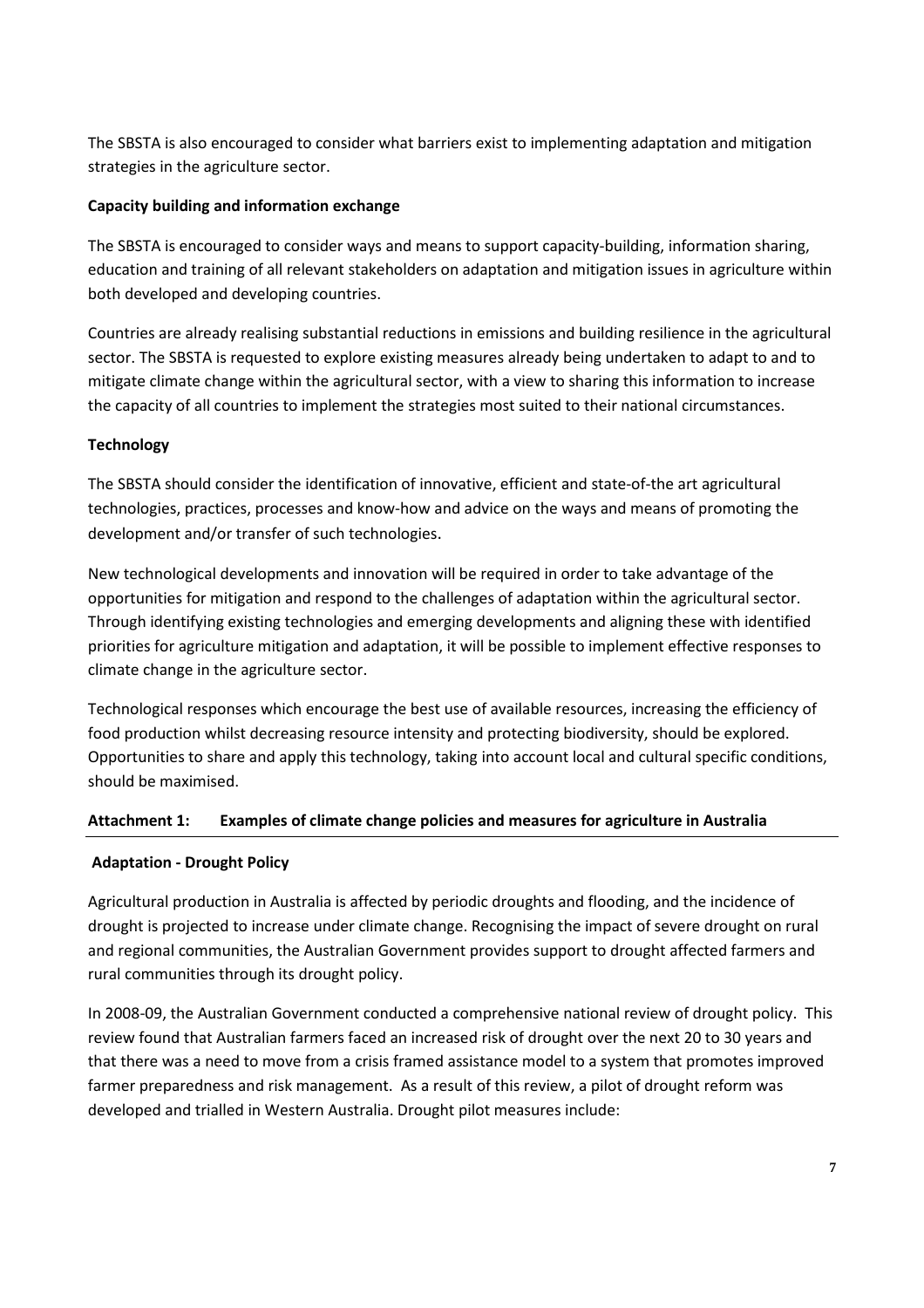The SBSTA is also encouraged to consider what barriers exist to implementing adaptation and mitigation strategies in the agriculture sector.

**Capacity building and information exchange**

The SBSTA is encouraged to consider ways and means to support capacity-building, information sharing, education and training of all relevant stakeholders on adaptation and mitigation issues in agriculture within both developed and developing countries.

Countries are already realising substantial reductions in emissions and building resilience in the agricultural sector. The SBSTA is requested to explore existing measures already being undertaken to adapt to and to mitigate climate change within the agricultural sector, with a view to sharing this information to increase the capacity of all countries to implement the strategies most suited to their national circumstances.

**Technology**

The SBSTA should consider the identification of innovative, efficient and state-of-the art agricultural technologies, practices, processes and know-how and advice on the ways and means of promoting the development and/or transfer of such technologies.

New technological developments and innovation will be required in order to take advantage of the opportunities for mitigation and respond to the challenges of adaptation within the agricultural sector. Through identifying existing technologies and emerging developments and aligning these with identified priorities for agriculture mitigation and adaptation, it will be possible to implement effective responses to climate change in the agriculture sector.

Technological responses which encourage the best use of available resources, increasing the efficiency of food production whilst decreasing resource intensity and protecting biodiversity, should be explored. Opportunities to share and apply this technology, taking into account local and cultural specific conditions, should be maximised.

## Attachment 1: Examples of climate change policies and measures for agriculture in Australia

**Adaptation - Drought Policy**

Agricultural production in Australia is affected by periodic droughts and flooding, and the incidence of drought is projected to increase under climate change. Recognising the impact of severe drought on rural and regional communities, the Australian Government provides support to drought affected farmers and rural communities through its drought policy.

In 2008-09, the Australian Government conducted a comprehensive national review of drought policy. This review found that Australian farmers faced an increased risk of drought over the next 20 to 30 years and that there was a need to move from a crisis framed assistance model to a system that promotes improved farmer preparedness and risk management. As a result of this review, a pilot of drought reform was developed and trialled in Western Australia. Drought pilot measures include: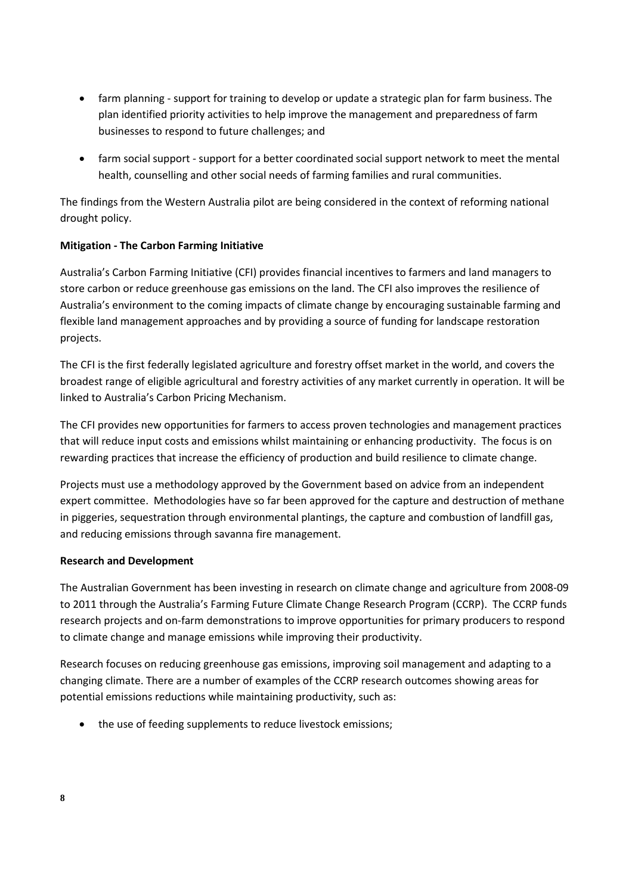- farm planning - support for training to develop or update a strategic plan for farm business. The plan identified priority activities to help improve the management and preparedness of farm businesses to respond to future challenges; and

- farm social support - support for a better coordinated social support network to meet the mental health, counselling and other social needs of farming families and rural communities.

The findings from the Western Australia pilot are being considered in the context of reforming national drought policy.

**Mitigation - The Carbon Farming Initiative**

Australia's Carbon Farming Initiative (CFI) provides financial incentives to farmers and land managers to store carbon or reduce greenhouse gas emissions on the land. The CFI also improves the resilience of Australia's environment to the coming impacts of climate change by encouraging sustainable farming and flexible land management approaches and by providing a source of funding for landscape restoration projects.

The CFI is the first federally legislated agriculture and forestry offset market in the world, and covers the broadest range of eligible agricultural and forestry activities of any market currently in operation. It will be linked to Australia's Carbon Pricing Mechanism.

The CFI provides new opportunities for farmers to access proven technologies and management practices that will reduce input costs and emissions whilst maintaining or enhancing productivity. The focus is on rewarding practices that increase the efficiency of production and build resilience to climate change.

Projects must use a methodology approved by the Government based on advice from an independent expert committee. Methodologies have so far been approved for the capture and destruction of methane in piggeries, sequestration through environmental plantings, the capture and combustion of landfill gas, and reducing emissions through savanna fire management.

**Research and Development**

The Australian Government has been investing in research on climate change and agriculture from 2008-09 to 2011 through the Australia's Farming Future Climate Change Research Program (CCRP). The CCRP funds research projects and on-farm demonstrations to improve opportunities for primary producers to respond to climate change and manage emissions while improving their productivity.

Research focuses on reducing greenhouse gas emissions, improving soil management and adapting to a changing climate. There are a number of examples of the CCRP research outcomes showing areas for potential emissions reductions while maintaining productivity, such as:

- the use of feeding supplements to reduce livestock emissions;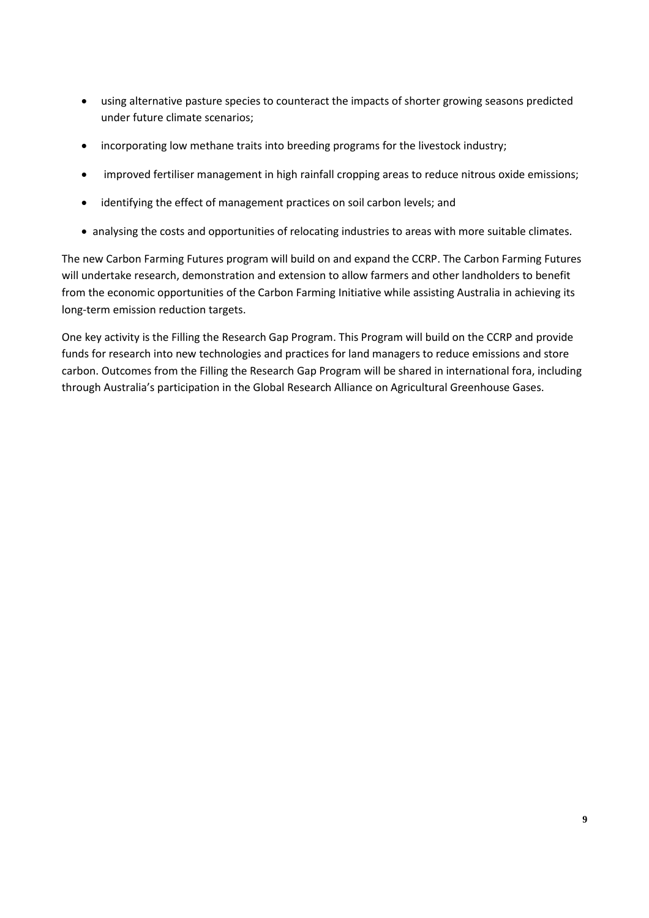- using alternative pasture species to counteract the impacts of shorter growing seasons predicted under future climate scenarios;
- incorporating low methane traits into breeding programs for the livestock industry;
- improved fertiliser management in high rainfall cropping areas to reduce nitrous oxide emissions;
- identifying the effect of management practices on soil carbon levels; and
- analysing the costs and opportunities of relocating industries to areas with more suitable climates.

The new Carbon Farming Futures program will build on and expand the CCRP. The Carbon Farming Futures will undertake research, demonstration and extension to allow farmers and other landholders to benefit from the economic opportunities of the Carbon Farming Initiative while assisting Australia in achieving its long-term emission reduction targets.

One key activity is the Filling the Research Gap Program. This Program will build on the CCRP and provide funds for research into new technologies and practices for land managers to reduce emissions and store carbon. Outcomes from the Filling the Research Gap Program will be shared in international fora, including through Australia's participation in the Global Research Alliance on Agricultural Greenhouse Gases.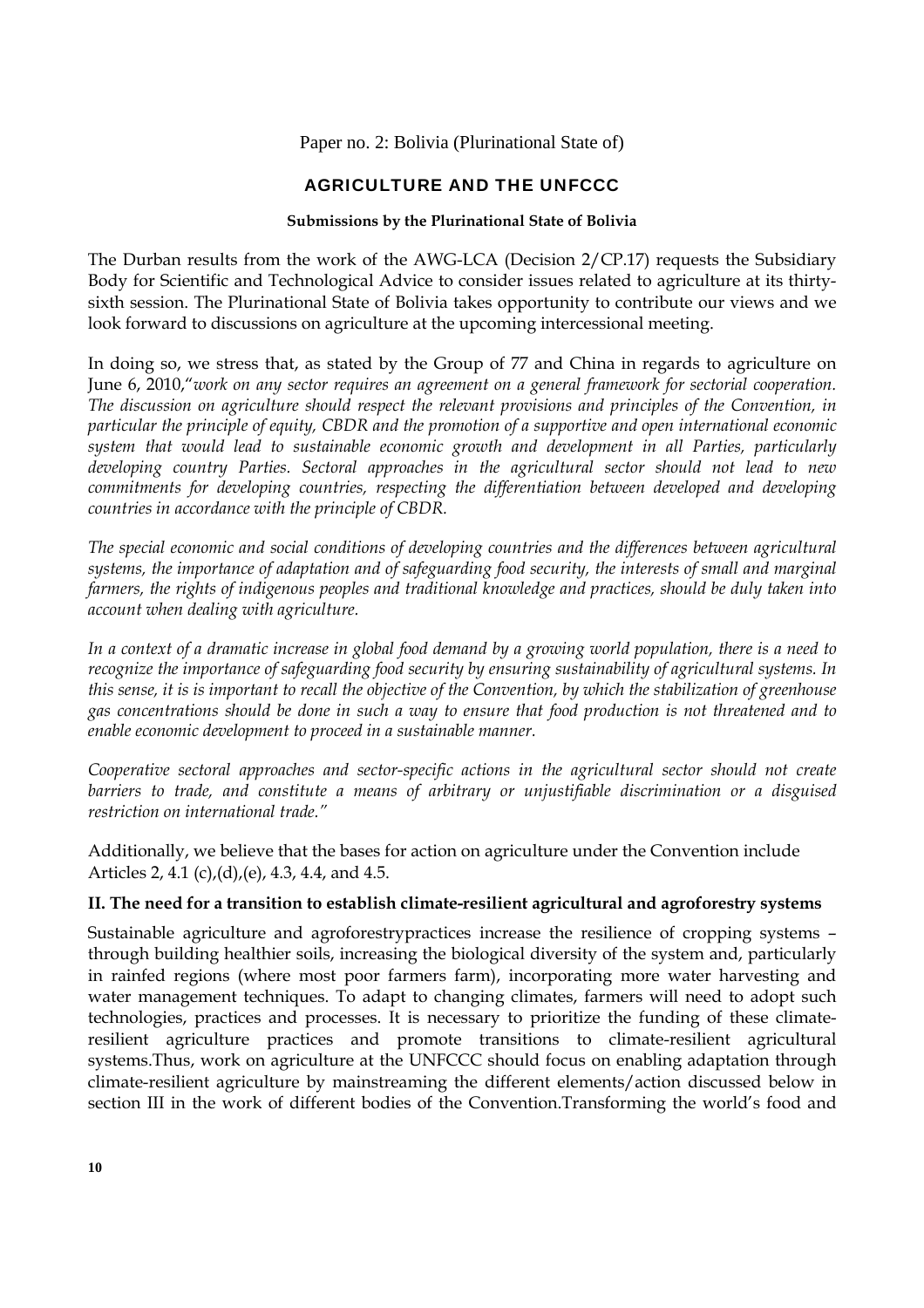Paper no. 2: Bolivia (Plurinational State of)

# AGRICULTURE AND THE UNFCCC

**Submissions by the Plurinational State of Bolivia**

The Durban results from the work of the AWG-LCA (Decision 2/CP.17) requests the Subsidiary Body for Scientific and Technological Advice to consider issues related to agriculture at its thirty-sixth session. The Plurinational State of Bolivia takes opportunity to contribute our views and we look forward to discussions on agriculture at the upcoming intercessional meeting.

In doing so, we stress that, as stated by the Group of 77 and China in regards to agriculture on June 6, 2010,"*work on any sector requires an agreement on a general framework for sectorial cooperation. The discussion on agriculture should respect the relevant provisions and principles of the Convention, in particular the principle of equity, CBDR and the promotion of a supportive and open international economic system that would lead to sustainable economic growth and development in all Parties, particularly developing country Parties. Sectoral approaches in the agricultural sector should not lead to new commitments for developing countries, respecting the differentiation between developed and developing countries in accordance with the principle of CBDR.*

*The special economic and social conditions of developing countries and the differences between agricultural systems, the importance of adaptation and of safeguarding food security, the interests of small and marginal farmers, the rights of indigenous peoples and traditional knowledge and practices, should be duly taken into account when dealing with agriculture.*

*In a context of a dramatic increase in global food demand by a growing world population, there is a need to recognize the importance of safeguarding food security by ensuring sustainability of agricultural systems. In this sense, it is is important to recall the objective of the Convention, by which the stabilization of greenhouse gas concentrations should be done in such a way to ensure that food production is not threatened and to enable economic development to proceed in a sustainable manner.*

*Cooperative sectoral approaches and sector-specific actions in the agricultural sector should not create barriers to trade, and constitute a means of arbitrary or unjustifiable discrimination or a disguised restriction on international trade."*

Additionally, we believe that the bases for action on agriculture under the Convention include Articles 2, 4.1 (c),(d),(e), 4.3, 4.4, and 4.5.

**II. The need for a transition to establish climate-resilient agricultural and agroforestry systems**

Sustainable agriculture and agroforestrypractices increase the resilience of cropping systems – through building healthier soils, increasing the biological diversity of the system and, particularly in rainfed regions (where most poor farmers farm), incorporating more water harvesting and water management techniques. To adapt to changing climates, farmers will need to adopt such technologies, practices and processes. It is necessary to prioritize the funding of these climate-resilient agriculture practices and promote transitions to climate-resilient agricultural systems.Thus, work on agriculture at the UNFCCC should focus on enabling adaptation through climate-resilient agriculture by mainstreaming the different elements/action discussed below in section III in the work of different bodies of the Convention.Transforming the world's food and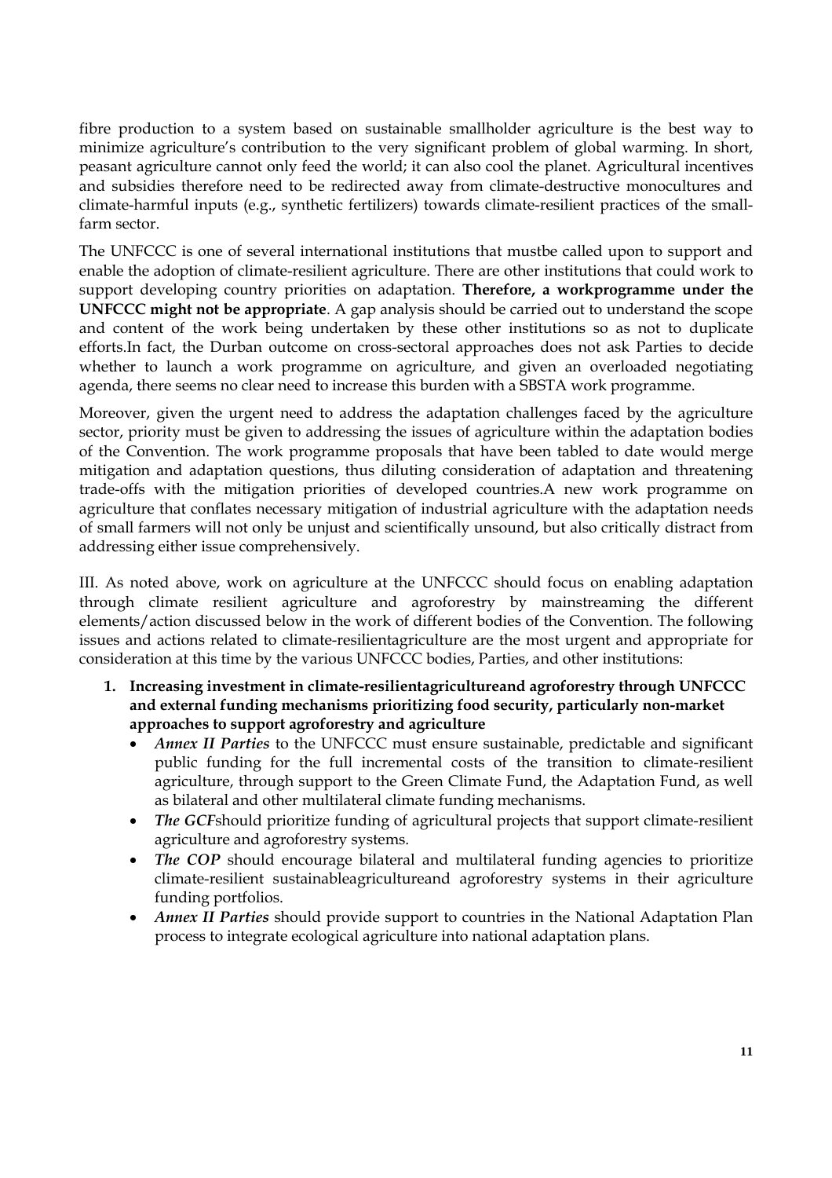fibre production to a system based on sustainable smallholder agriculture is the best way to minimize agriculture's contribution to the very significant problem of global warming. In short, peasant agriculture cannot only feed the world; it can also cool the planet. Agricultural incentives and subsidies therefore need to be redirected away from climate-destructive monocultures and climate-harmful inputs (e.g., synthetic fertilizers) towards climate-resilient practices of the small-farm sector.

The UNFCCC is one of several international institutions that mustbe called upon to support and enable the adoption of climate-resilient agriculture. There are other institutions that could work to support developing country priorities on adaptation. **Therefore, a workprogramme under the UNFCCC might not be appropriate**. A gap analysis should be carried out to understand the scope and content of the work being undertaken by these other institutions so as not to duplicate efforts.In fact, the Durban outcome on cross-sectoral approaches does not ask Parties to decide whether to launch a work programme on agriculture, and given an overloaded negotiating agenda, there seems no clear need to increase this burden with a SBSTA work programme.

Moreover, given the urgent need to address the adaptation challenges faced by the agriculture sector, priority must be given to addressing the issues of agriculture within the adaptation bodies of the Convention. The work programme proposals that have been tabled to date would merge mitigation and adaptation questions, thus diluting consideration of adaptation and threatening trade-offs with the mitigation priorities of developed countries.A new work programme on agriculture that conflates necessary mitigation of industrial agriculture with the adaptation needs of small farmers will not only be unjust and scientifically unsound, but also critically distract from addressing either issue comprehensively.

III. As noted above, work on agriculture at the UNFCCC should focus on enabling adaptation through climate resilient agriculture and agroforestry by mainstreaming the different elements/action discussed below in the work of different bodies of the Convention. The following issues and actions related to climate-resilientagriculture are the most urgent and appropriate for consideration at this time by the various UNFCCC bodies, Parties, and other institutions:

1. **Increasing investment in climate-resilientagricultureand agroforestry through UNFCCC and external funding mechanisms prioritizing food security, particularly non-market approaches to support agroforestry and agriculture**
   - ***Annex II Parties*** to the UNFCCC must ensure sustainable, predictable and significant public funding for the full incremental costs of the transition to climate-resilient agriculture, through support to the Green Climate Fund, the Adaptation Fund, as well as bilateral and other multilateral climate funding mechanisms.
   - ***The GCF***should prioritize funding of agricultural projects that support climate-resilient agriculture and agroforestry systems.
   - ***The COP*** should encourage bilateral and multilateral funding agencies to prioritize climate-resilient sustainableagricultureand agroforestry systems in their agriculture funding portfolios.
   - ***Annex II Parties*** should provide support to countries in the National Adaptation Plan process to integrate ecological agriculture into national adaptation plans.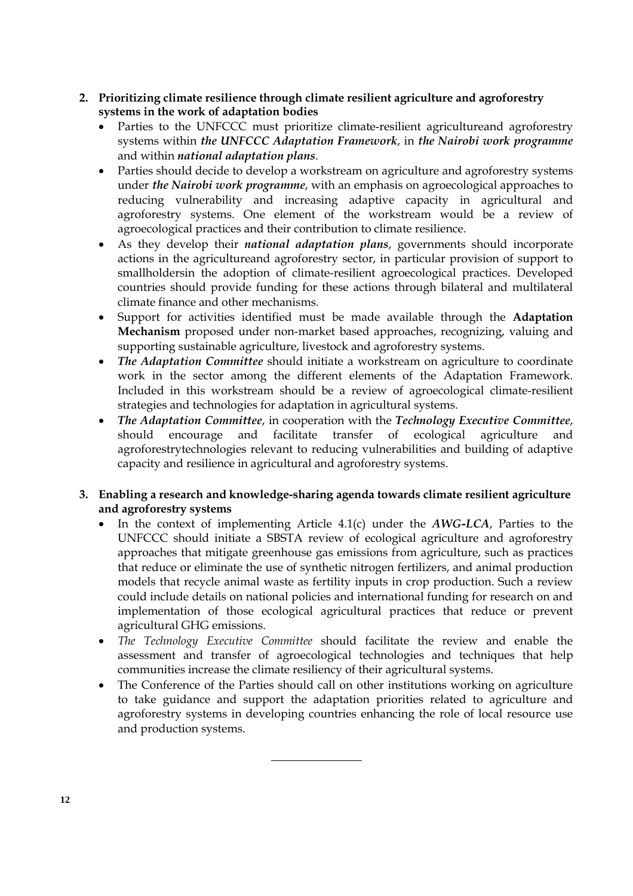2. **Prioritizing climate resilience through climate resilient agriculture and agroforestry systems in the work of adaptation bodies**
   - Parties to the UNFCCC must prioritize climate-resilient agricultureand agroforestry systems within ***the UNFCCC Adaptation Framework***, in ***the Nairobi work programme*** and within ***national adaptation plans***.
   - Parties should decide to develop a workstream on agriculture and agroforestry systems under ***the Nairobi work programme***, with an emphasis on agroecological approaches to reducing vulnerability and increasing adaptive capacity in agricultural and agroforestry systems. One element of the workstream would be a review of agroecological practices and their contribution to climate resilience.
   - As they develop their ***national adaptation plans***, governments should incorporate actions in the agricultureand agroforestry sector, in particular provision of support to smallholdersin the adoption of climate-resilient agroecological practices. Developed countries should provide funding for these actions through bilateral and multilateral climate finance and other mechanisms.
   - Support for activities identified must be made available through the **Adaptation Mechanism** proposed under non-market based approaches, recognizing, valuing and supporting sustainable agriculture, livestock and agroforestry systems.
   - ***The Adaptation Committee*** should initiate a workstream on agriculture to coordinate work in the sector among the different elements of the Adaptation Framework. Included in this workstream should be a review of agroecological climate-resilient strategies and technologies for adaptation in agricultural systems.
   - ***The Adaptation Committee***, in cooperation with the ***Technology Executive Committee***, should encourage and facilitate transfer of ecological agriculture and agroforestrytechnologies relevant to reducing vulnerabilities and building of adaptive capacity and resilience in agricultural and agroforestry systems.

3. **Enabling a research and knowledge-sharing agenda towards climate resilient agriculture and agroforestry systems**
   - In the context of implementing Article 4.1(c) under the ***AWG-LCA***, Parties to the UNFCCC should initiate a SBSTA review of ecological agriculture and agroforestry approaches that mitigate greenhouse gas emissions from agriculture, such as practices that reduce or eliminate the use of synthetic nitrogen fertilizers, and animal production models that recycle animal waste as fertility inputs in crop production. Such a review could include details on national policies and international funding for research on and implementation of those ecological agricultural practices that reduce or prevent agricultural GHG emissions.
   - *The Technology Executive Committee* should facilitate the review and enable the assessment and transfer of agroecological technologies and techniques that help communities increase the climate resiliency of their agricultural systems.
   - The Conference of the Parties should call on other institutions working on agriculture to take guidance and support the adaptation priorities related to agriculture and agroforestry systems in developing countries enhancing the role of local resource use and production systems.